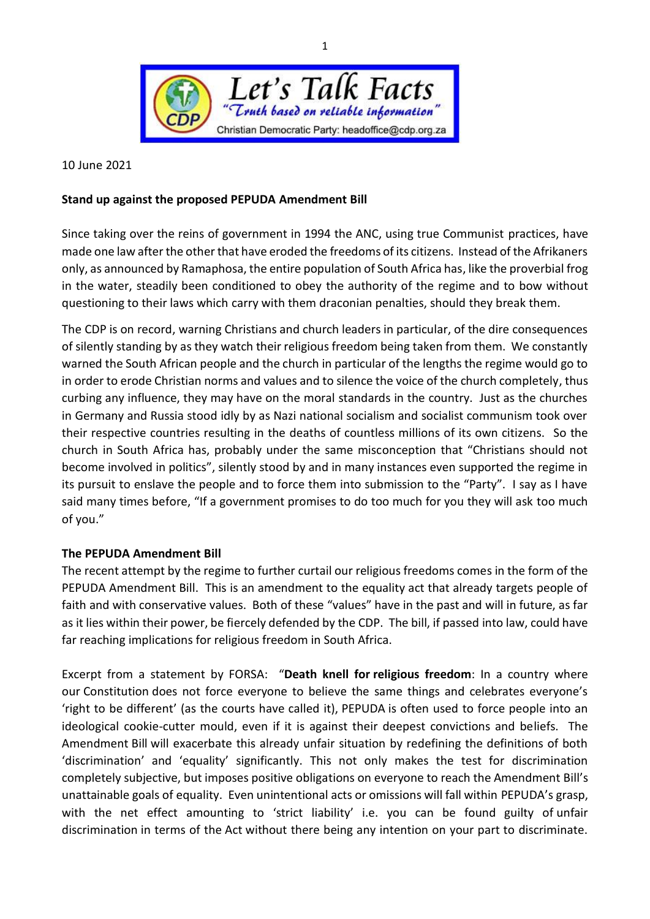Let's Talk Facts

"Truth based on reliable information"

Christian Democratic Party: headoffice@cdp.org.za

10 June 2021

**Stand up against the proposed PEPUDA Amendment Bill**

Since taking over the reins of government in 1994 the ANC, using true Communist practices, have made one law after the other that have eroded the freedoms of its citizens. Instead of the Afrikaners only, as announced by Ramaphosa, the entire population of South Africa has, like the proverbial frog in the water, steadily been conditioned to obey the authority of the regime and to bow without questioning to their laws which carry with them draconian penalties, should they break them.

The CDP is on record, warning Christians and church leaders in particular, of the dire consequences of silently standing by as they watch their religious freedom being taken from them. We constantly warned the South African people and the church in particular of the lengths the regime would go to in order to erode Christian norms and values and to silence the voice of the church completely, thus curbing any influence, they may have on the moral standards in the country. Just as the churches in Germany and Russia stood idly by as Nazi national socialism and socialist communism took over their respective countries resulting in the deaths of countless millions of its own citizens. So the church in South Africa has, probably under the same misconception that "Christians should not become involved in politics", silently stood by and in many instances even supported the regime in its pursuit to enslave the people and to force them into submission to the "Party". I say as I have said many times before, "If a government promises to do too much for you they will ask too much of you."

**The PEPUDA Amendment Bill**

The recent attempt by the regime to further curtail our religious freedoms comes in the form of the PEPUDA Amendment Bill. This is an amendment to the equality act that already targets people of faith and with conservative values. Both of these "values" have in the past and will in future, as far as it lies within their power, be fiercely defended by the CDP. The bill, if passed into law, could have far reaching implications for religious freedom in South Africa.

Excerpt from a statement by FORSA: "**Death knell for religious freedom**: In a country where our Constitution does not force everyone to believe the same things and celebrates everyone's 'right to be different' (as the courts have called it), PEPUDA is often used to force people into an ideological cookie-cutter mould, even if it is against their deepest convictions and beliefs. The Amendment Bill will exacerbate this already unfair situation by redefining the definitions of both 'discrimination' and 'equality' significantly. This not only makes the test for discrimination completely subjective, but imposes positive obligations on everyone to reach the Amendment Bill's unattainable goals of equality. Even unintentional acts or omissions will fall within PEPUDA's grasp, with the net effect amounting to 'strict liability' i.e. you can be found guilty of unfair discrimination in terms of the Act without there being any intention on your part to discriminate.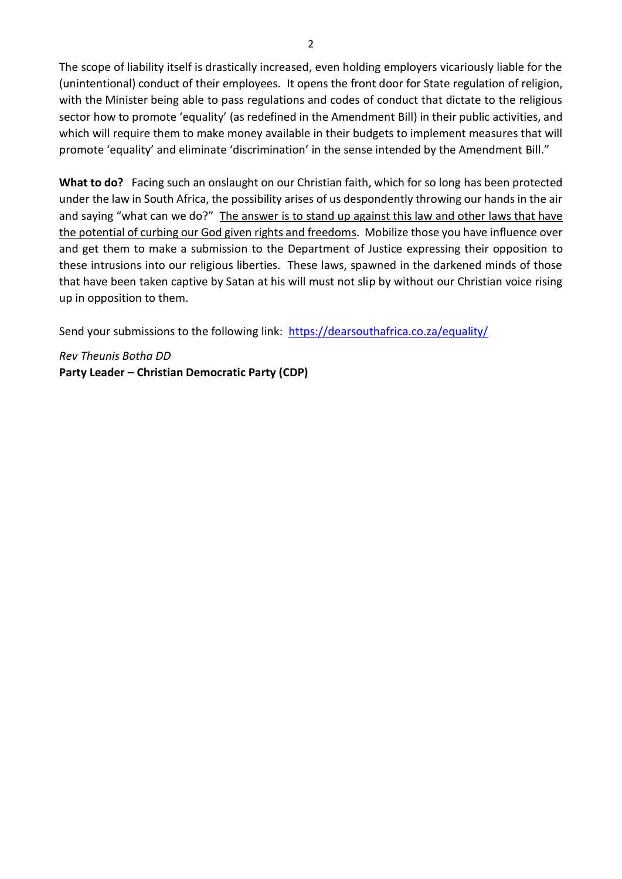The scope of liability itself is drastically increased, even holding employers vicariously liable for the (unintentional) conduct of their employees. It opens the front door for State regulation of religion, with the Minister being able to pass regulations and codes of conduct that dictate to the religious sector how to promote 'equality' (as redefined in the Amendment Bill) in their public activities, and which will require them to make money available in their budgets to implement measures that will promote 'equality' and eliminate 'discrimination' in the sense intended by the Amendment Bill."

**What to do?** Facing such an onslaught on our Christian faith, which for so long has been protected under the law in South Africa, the possibility arises of us despondently throwing our hands in the air and saying "what can we do?" <u>The answer is to stand up against this law and other laws that have the potential of curbing our God given rights and freedoms</u>. Mobilize those you have influence over and get them to make a submission to the Department of Justice expressing their opposition to these intrusions into our religious liberties. These laws, spawned in the darkened minds of those that have been taken captive by Satan at his will must not slip by without our Christian voice rising up in opposition to them.

Send your submissions to the following link: [https://dearsouthafrica.co.za/equality/](https://dearsouthafrica.co.za/equality/)

*Rev Theunis Botha DD*
**Party Leader – Christian Democratic Party (CDP)**